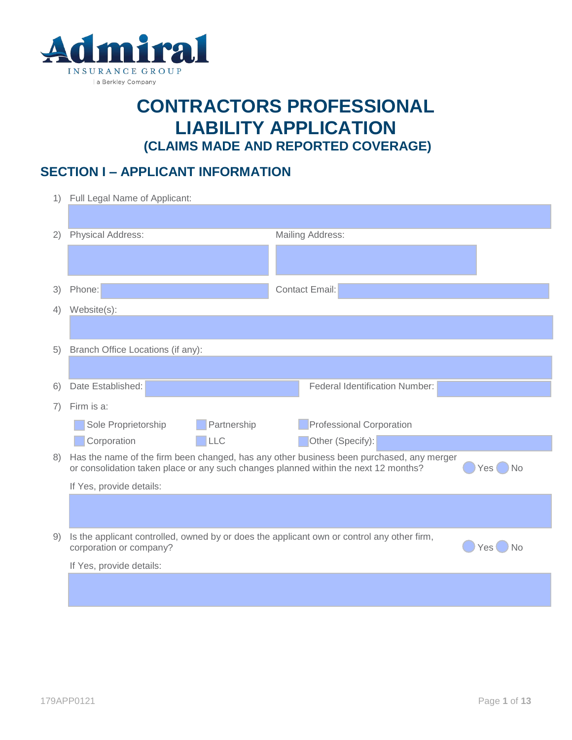Admiral

INSURANCE GROUP

a Berkley Company

# CONTRACTORS PROFESSIONAL LIABILITY APPLICATION

### (CLAIMS MADE AND REPORTED COVERAGE)

## SECTION I – APPLICANT INFORMATION

1) Full Legal Name of Applicant:

2) Physical Address: Mailing Address:

3) Phone: Contact Email:

4) Website(s):

5) Branch Office Locations (if any):

6) Date Established: Federal Identification Number:

7) Firm is a:

   - Sole Proprietorship
   - Partnership
   - Professional Corporation
   - Corporation
   - LLC
   - Other (Specify):

8) Has the name of the firm been changed, has any other business been purchased, any merger or consolidation taken place or any such changes planned within the next 12 months? Yes No

   If Yes, provide details:

9) Is the applicant controlled, owned by or does the applicant own or control any other firm, corporation or company? Yes No

   If Yes, provide details:

179APP0121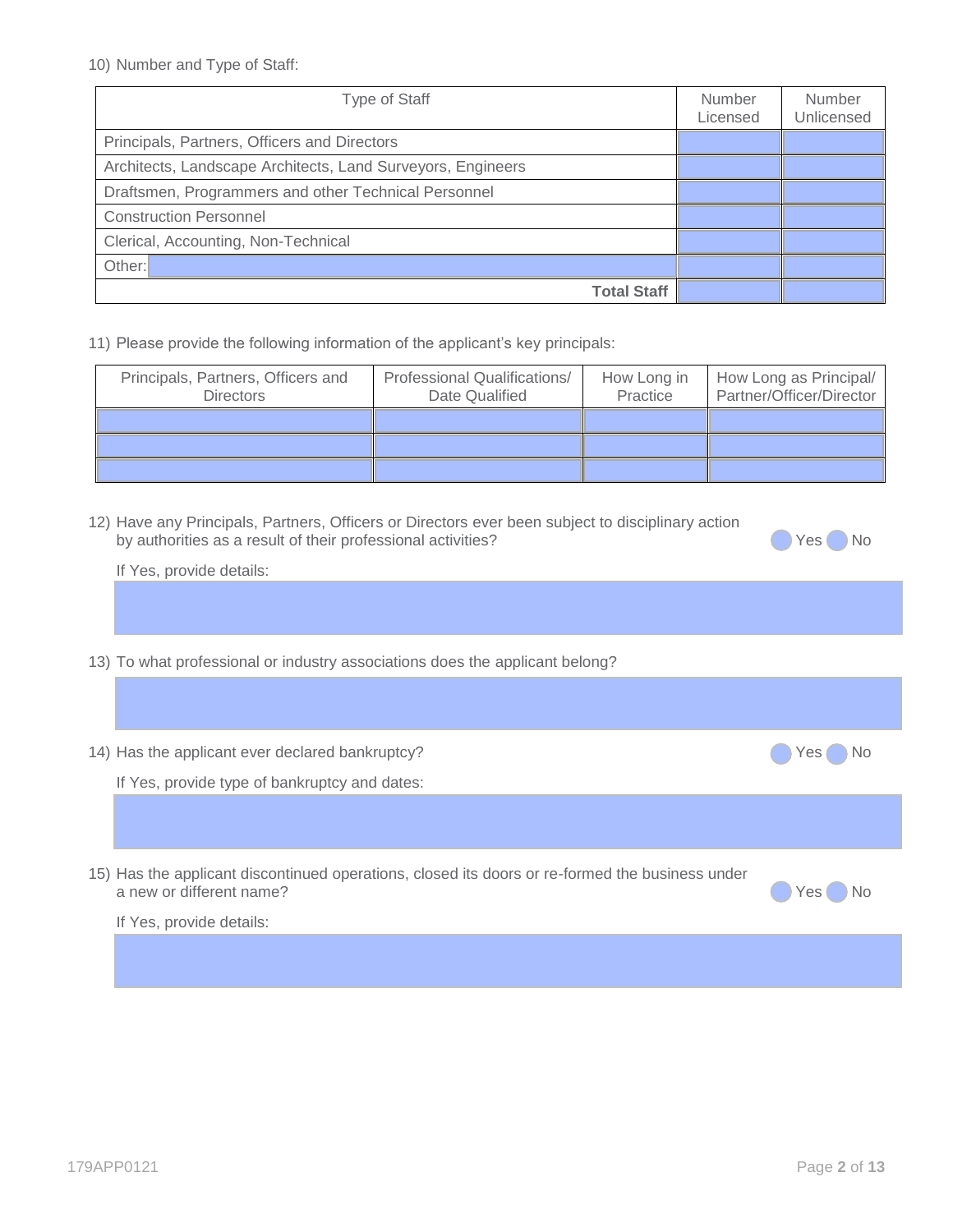10) Number and Type of Staff:

| Type of Staff | Number Licensed | Number Unlicensed |
|---|---|---|
| Principals, Partners, Officers and Directors | | |
| Architects, Landscape Architects, Land Surveyors, Engineers | | |
| Draftsmen, Programmers and other Technical Personnel | | |
| Construction Personnel | | |
| Clerical, Accounting, Non-Technical | | |
| Other: | | |
| **Total Staff** | | |

11) Please provide the following information of the applicant's key principals:

| Principals, Partners, Officers and Directors | Professional Qualifications/ Date Qualified | How Long in Practice | How Long as Principal/ Partner/Officer/Director |
|---|---|---|---|
| | | | |
| | | | |
| | | | |

12) Have any Principals, Partners, Officers or Directors ever been subject to disciplinary action by authorities as a result of their professional activities? ◯ Yes ◯ No

If Yes, provide details:

13) To what professional or industry associations does the applicant belong?

14) Has the applicant ever declared bankruptcy? ◯ Yes ◯ No

If Yes, provide type of bankruptcy and dates:

15) Has the applicant discontinued operations, closed its doors or re-formed the business under a new or different name? ◯ Yes ◯ No

If Yes, provide details:

179APP0121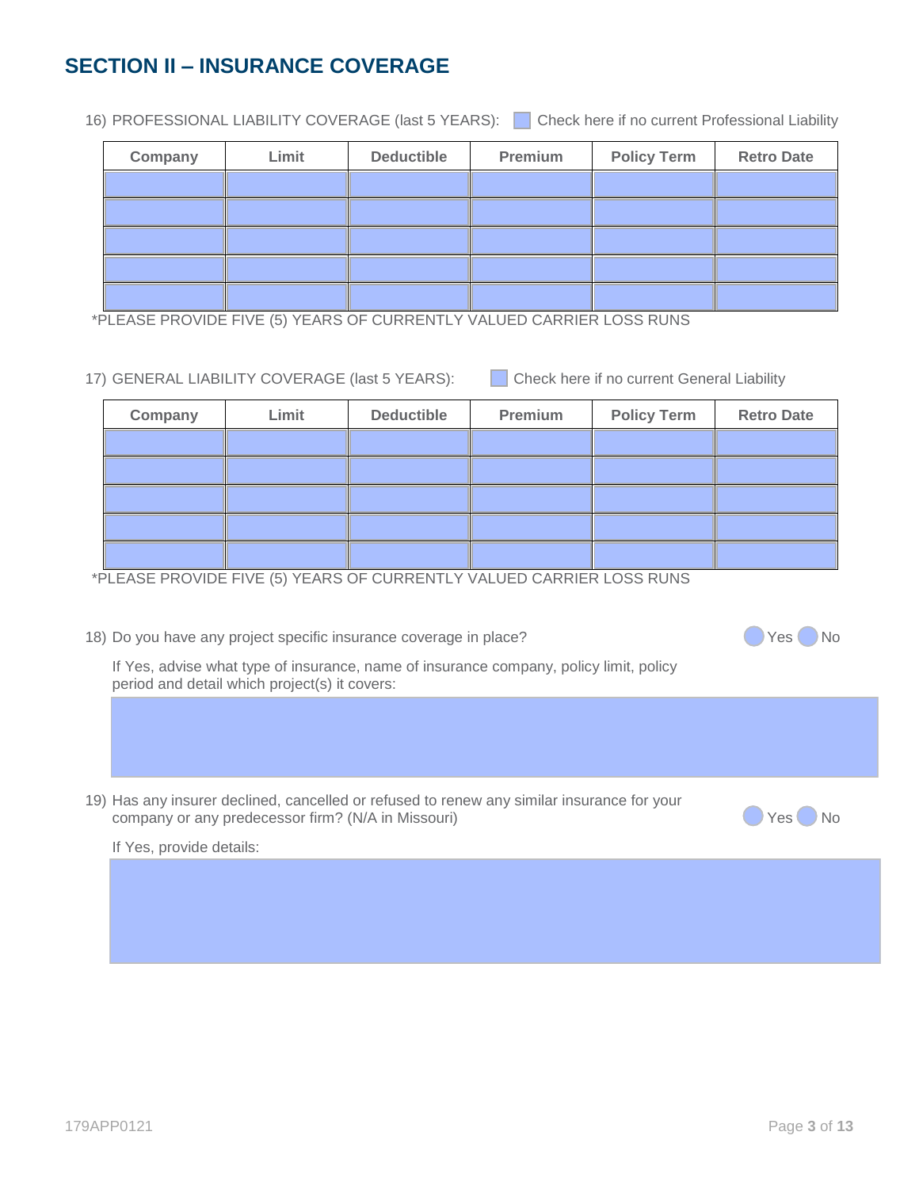## SECTION II – INSURANCE COVERAGE

16) PROFESSIONAL LIABILITY COVERAGE (last 5 YEARS): ☐ Check here if no current Professional Liability

| Company | Limit | Deductible | Premium | Policy Term | Retro Date |
|---|---|---|---|---|---|
| | | | | | |
| | | | | | |
| | | | | | |
| | | | | | |
| | | | | | |

*PLEASE PROVIDE FIVE (5) YEARS OF CURRENTLY VALUED CARRIER LOSS RUNS

17) GENERAL LIABILITY COVERAGE (last 5 YEARS): ☐ Check here if no current General Liability

| Company | Limit | Deductible | Premium | Policy Term | Retro Date |
|---|---|---|---|---|---|
| | | | | | |
| | | | | | |
| | | | | | |
| | | | | | |
| | | | | | |

*PLEASE PROVIDE FIVE (5) YEARS OF CURRENTLY VALUED CARRIER LOSS RUNS

18) Do you have any project specific insurance coverage in place? ○ Yes ○ No

If Yes, advise what type of insurance, name of insurance company, policy limit, policy period and detail which project(s) it covers:

19) Has any insurer declined, cancelled or refused to renew any similar insurance for your company or any predecessor firm? (N/A in Missouri) ○ Yes ○ No

If Yes, provide details:

179APP0121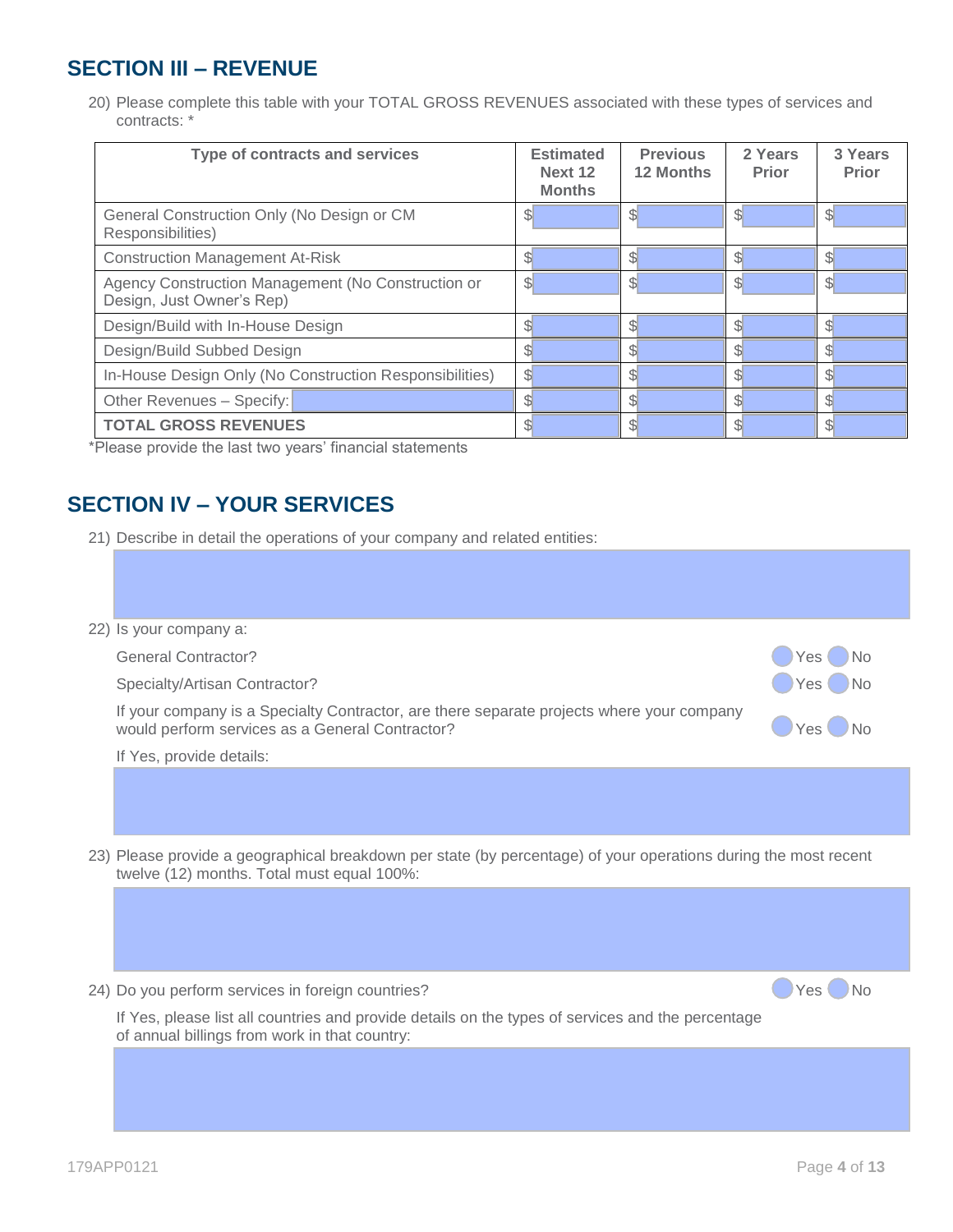## SECTION III – REVENUE

20) Please complete this table with your TOTAL GROSS REVENUES associated with these types of services and contracts: *

| Type of contracts and services | Estimated Next 12 Months | Previous 12 Months | 2 Years Prior | 3 Years Prior |
|---|---|---|---|---|
| General Construction Only (No Design or CM Responsibilities) | $ | $ | $ | $ |
| Construction Management At-Risk | $ | $ | $ | $ |
| Agency Construction Management (No Construction or Design, Just Owner's Rep) | $ | $ | $ | $ |
| Design/Build with In-House Design | $ | $ | $ | $ |
| Design/Build Subbed Design | $ | $ | $ | $ |
| In-House Design Only (No Construction Responsibilities) | $ | $ | $ | $ |
| Other Revenues – Specify: | $ | $ | $ | $ |
| **TOTAL GROSS REVENUES** | $ | $ | $ | $ |

*Please provide the last two years' financial statements

## SECTION IV – YOUR SERVICES

21) Describe in detail the operations of your company and related entities:

22) Is your company a:

General Contractor? Yes No

Specialty/Artisan Contractor? Yes No

If your company is a Specialty Contractor, are there separate projects where your company would perform services as a General Contractor? Yes No

If Yes, provide details:

23) Please provide a geographical breakdown per state (by percentage) of your operations during the most recent twelve (12) months. Total must equal 100%:

24) Do you perform services in foreign countries? Yes No

If Yes, please list all countries and provide details on the types of services and the percentage of annual billings from work in that country: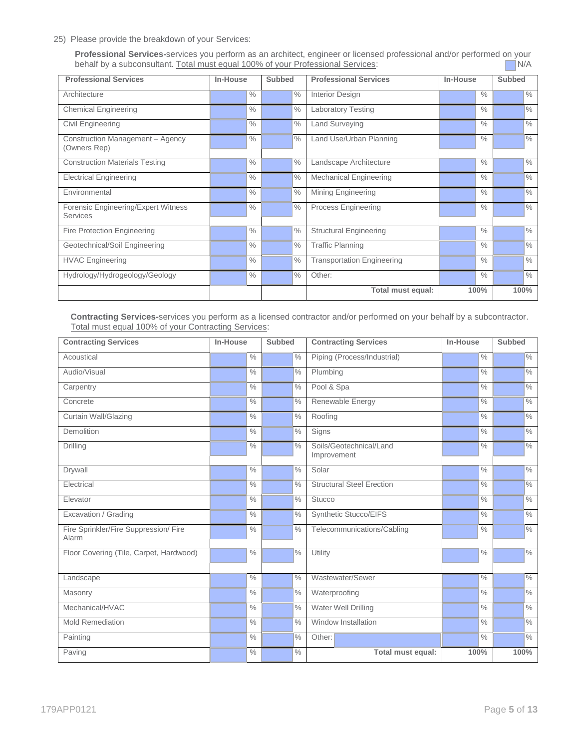25) Please provide the breakdown of your Services:

**Professional Services-**services you perform as an architect, engineer or licensed professional and/or performed on your behalf by a subconsultant. Total must equal 100% of your Professional Services: ☐ N/A

| Professional Services | In-House | Subbed | Professional Services | In-House | Subbed |
|---|---|---|---|---|---|
| Architecture | % | % | Interior Design | % | % |
| Chemical Engineering | % | % | Laboratory Testing | % | % |
| Civil Engineering | % | % | Land Surveying | % | % |
| Construction Management – Agency (Owners Rep) | % | % | Land Use/Urban Planning | % | % |
| Construction Materials Testing | % | % | Landscape Architecture | % | % |
| Electrical Engineering | % | % | Mechanical Engineering | % | % |
| Environmental | % | % | Mining Engineering | % | % |
| Forensic Engineering/Expert Witness Services | % | % | Process Engineering | % | % |
| Fire Protection Engineering | % | % | Structural Engineering | % | % |
| Geotechnical/Soil Engineering | % | % | Traffic Planning | % | % |
| HVAC Engineering | % | % | Transportation Engineering | % | % |
| Hydrology/Hydrogeology/Geology | % | % | Other: | % | % |
| | | | **Total must equal:** | **100%** | **100%** |

**Contracting Services-**services you perform as a licensed contractor and/or performed on your behalf by a subcontractor. Total must equal 100% of your Contracting Services:

| Contracting Services | In-House | Subbed | Contracting Services | In-House | Subbed |
|---|---|---|---|---|---|
| Acoustical | % | % | Piping (Process/Industrial) | % | % |
| Audio/Visual | % | % | Plumbing | % | % |
| Carpentry | % | % | Pool & Spa | % | % |
| Concrete | % | % | Renewable Energy | % | % |
| Curtain Wall/Glazing | % | % | Roofing | % | % |
| Demolition | % | % | Signs | % | % |
| Drilling | % | % | Soils/Geotechnical/Land Improvement | % | % |
| Drywall | % | % | Solar | % | % |
| Electrical | % | % | Structural Steel Erection | % | % |
| Elevator | % | % | Stucco | % | % |
| Excavation / Grading | % | % | Synthetic Stucco/EIFS | % | % |
| Fire Sprinkler/Fire Suppression/ Fire Alarm | % | % | Telecommunications/Cabling | % | % |
| Floor Covering (Tile, Carpet, Hardwood) | % | % | Utility | % | % |
| Landscape | % | % | Wastewater/Sewer | % | % |
| Masonry | % | % | Waterproofing | % | % |
| Mechanical/HVAC | % | % | Water Well Drilling | % | % |
| Mold Remediation | % | % | Window Installation | % | % |
| Painting | % | % | Other: | % | % |
| Paving | % | % | **Total must equal:** | **100%** | **100%** |

179APP0121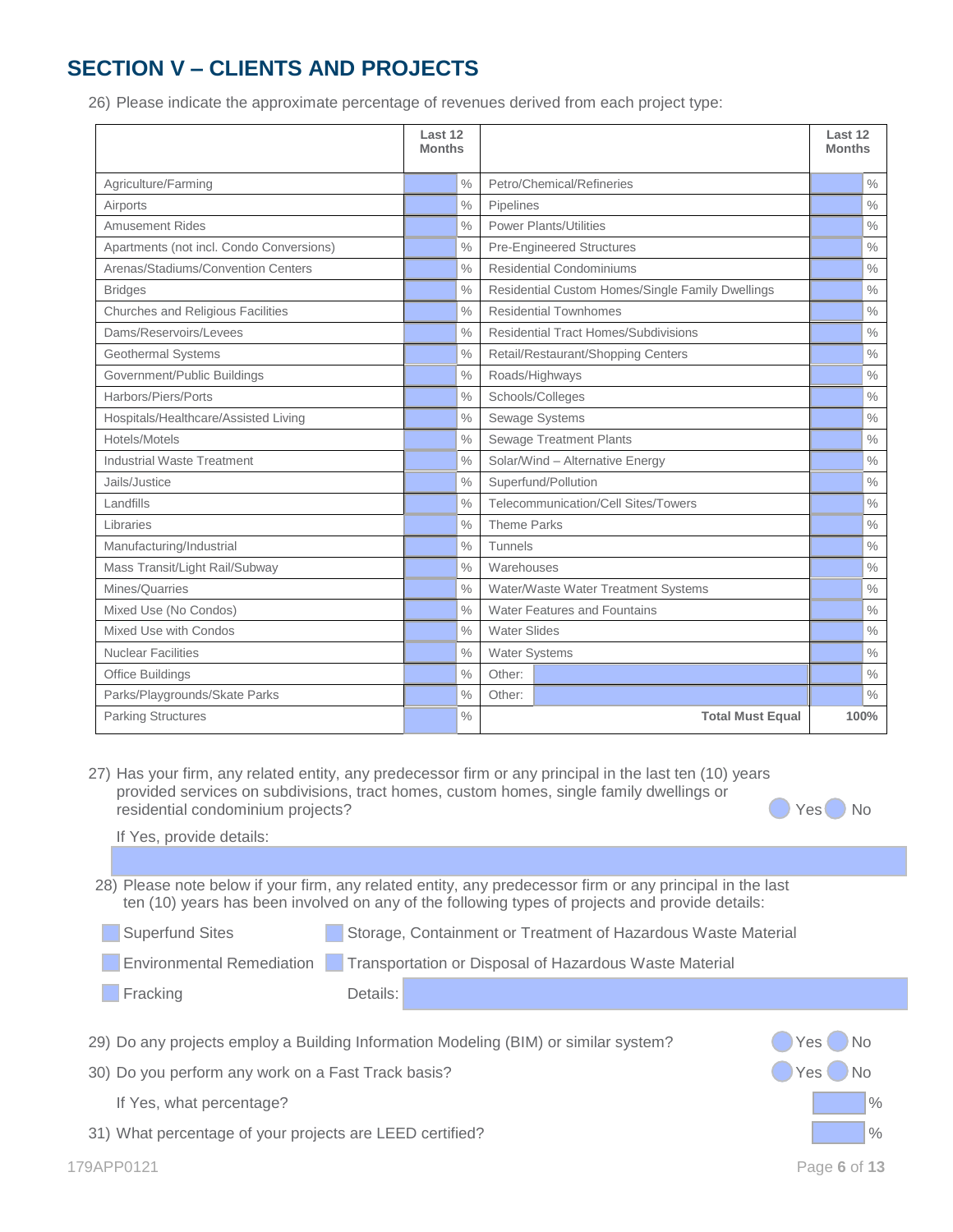## SECTION V – CLIENTS AND PROJECTS

26) Please indicate the approximate percentage of revenues derived from each project type:

| | Last 12 Months | | Last 12 Months |
|---|---|---|---|
| Agriculture/Farming | % | Petro/Chemical/Refineries | % |
| Airports | % | Pipelines | % |
| Amusement Rides | % | Power Plants/Utilities | % |
| Apartments (not incl. Condo Conversions) | % | Pre-Engineered Structures | % |
| Arenas/Stadiums/Convention Centers | % | Residential Condominiums | % |
| Bridges | % | Residential Custom Homes/Single Family Dwellings | % |
| Churches and Religious Facilities | % | Residential Townhomes | % |
| Dams/Reservoirs/Levees | % | Residential Tract Homes/Subdivisions | % |
| Geothermal Systems | % | Retail/Restaurant/Shopping Centers | % |
| Government/Public Buildings | % | Roads/Highways | % |
| Harbors/Piers/Ports | % | Schools/Colleges | % |
| Hospitals/Healthcare/Assisted Living | % | Sewage Systems | % |
| Hotels/Motels | % | Sewage Treatment Plants | % |
| Industrial Waste Treatment | % | Solar/Wind – Alternative Energy | % |
| Jails/Justice | % | Superfund/Pollution | % |
| Landfills | % | Telecommunication/Cell Sites/Towers | % |
| Libraries | % | Theme Parks | % |
| Manufacturing/Industrial | % | Tunnels | % |
| Mass Transit/Light Rail/Subway | % | Warehouses | % |
| Mines/Quarries | % | Water/Waste Water Treatment Systems | % |
| Mixed Use (No Condos) | % | Water Features and Fountains | % |
| Mixed Use with Condos | % | Water Slides | % |
| Nuclear Facilities | % | Water Systems | % |
| Office Buildings | % | Other: | % |
| Parks/Playgrounds/Skate Parks | % | Other: | % |
| Parking Structures | % | **Total Must Equal** | **100%** |

27) Has your firm, any related entity, any predecessor firm or any principal in the last ten (10) years provided services on subdivisions, tract homes, custom homes, single family dwellings or residential condominium projects? ◯ Yes ◯ No

If Yes, provide details:

28) Please note below if your firm, any related entity, any predecessor firm or any principal in the last ten (10) years has been involved on any of the following types of projects and provide details:

- ☐ Superfund Sites
- ☐ Storage, Containment or Treatment of Hazardous Waste Material
- ☐ Environmental Remediation
- ☐ Transportation or Disposal of Hazardous Waste Material
- ☐ Fracking

Details:

29) Do any projects employ a Building Information Modeling (BIM) or similar system? ◯ Yes ◯ No

30) Do you perform any work on a Fast Track basis? ◯ Yes ◯ No

If Yes, what percentage? %

31) What percentage of your projects are LEED certified? %

179APP0121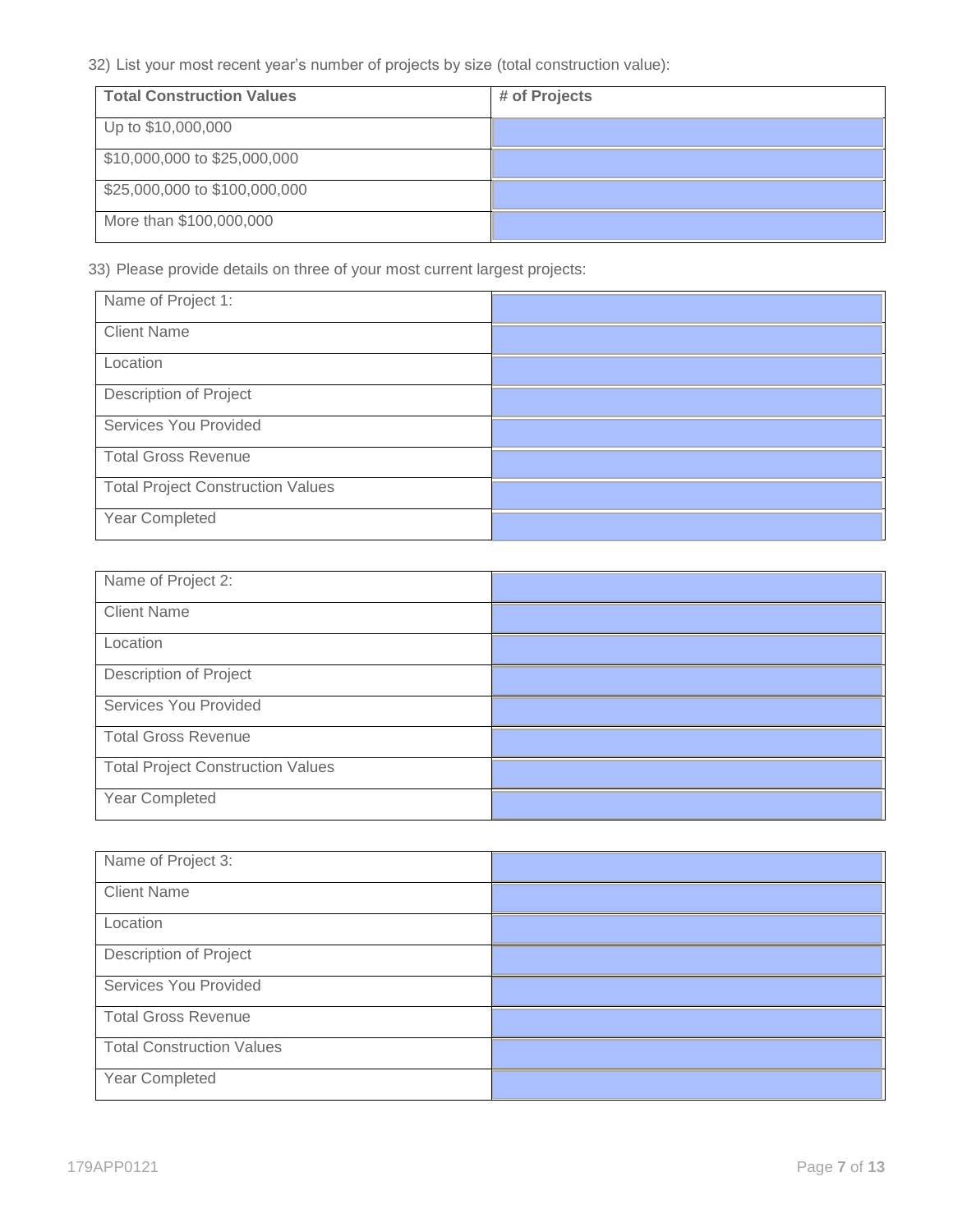32) List your most recent year's number of projects by size (total construction value):

| Total Construction Values | # of Projects |
| --- | --- |
| Up to $10,000,000 | |
| $10,000,000 to $25,000,000 | |
| $25,000,000 to $100,000,000 | |
| More than $100,000,000 | |

33) Please provide details on three of your most current largest projects:

| Name of Project 1: | |
| --- | --- |
| Client Name | |
| Location | |
| Description of Project | |
| Services You Provided | |
| Total Gross Revenue | |
| Total Project Construction Values | |
| Year Completed | |

| Name of Project 2: | |
| --- | --- |
| Client Name | |
| Location | |
| Description of Project | |
| Services You Provided | |
| Total Gross Revenue | |
| Total Project Construction Values | |
| Year Completed | |

| Name of Project 3: | |
| --- | --- |
| Client Name | |
| Location | |
| Description of Project | |
| Services You Provided | |
| Total Gross Revenue | |
| Total Construction Values | |
| Year Completed | |

179APP0121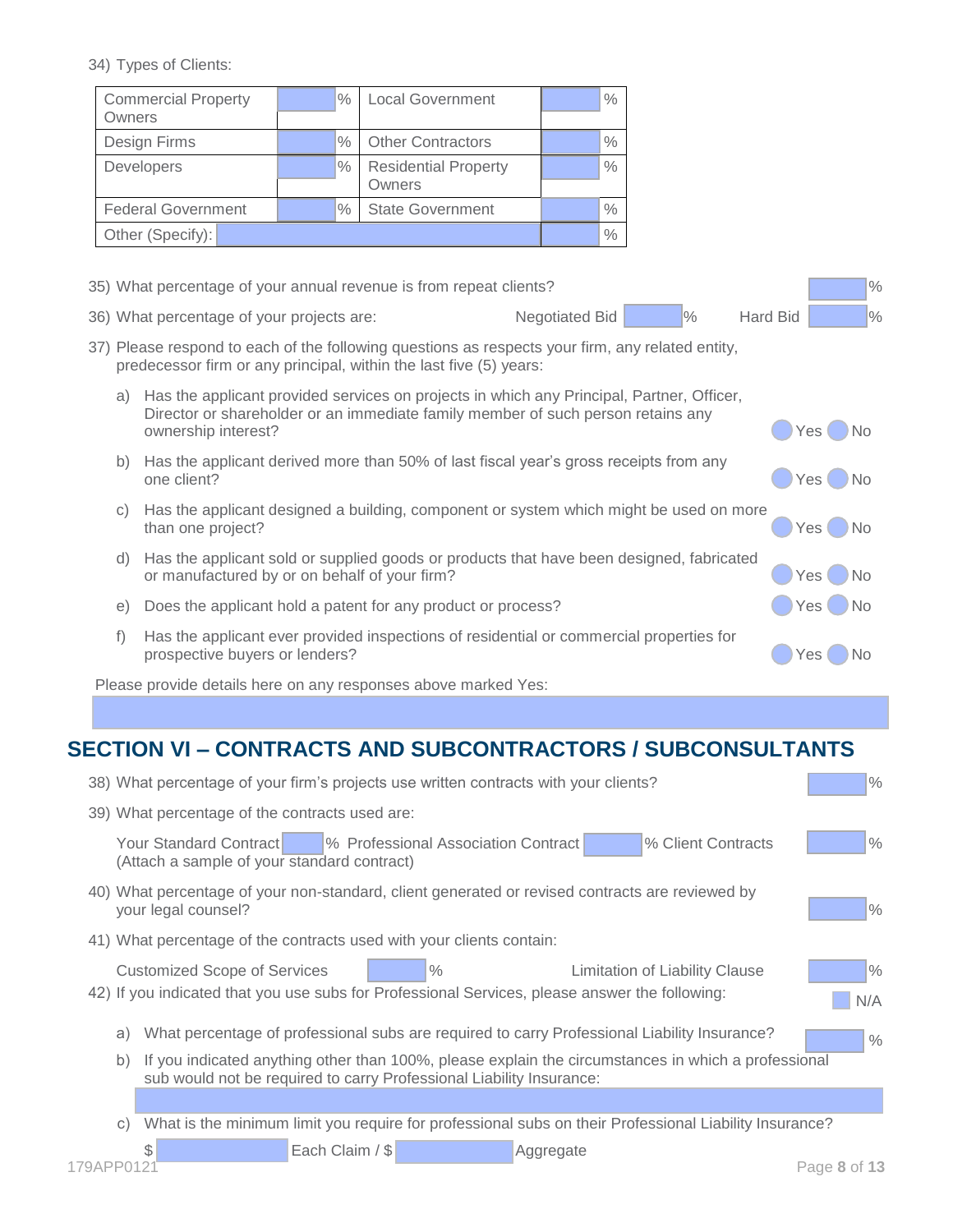34) Types of Clients:

| | | | |
|---|---|---|---|
| Commercial Property Owners | % | Local Government | % |
| Design Firms | % | Other Contractors | % |
| Developers | % | Residential Property Owners | % |
| Federal Government | % | State Government | % |
| Other (Specify): | | | % |

35) What percentage of your annual revenue is from repeat clients? %

36) What percentage of your projects are: Negotiated Bid % Hard Bid %

37) Please respond to each of the following questions as respects your firm, any related entity, predecessor firm or any principal, within the last five (5) years:

a) Has the applicant provided services on projects in which any Principal, Partner, Officer, Director or shareholder or an immediate family member of such person retains any ownership interest? Yes No

b) Has the applicant derived more than 50% of last fiscal year's gross receipts from any one client? Yes No

c) Has the applicant designed a building, component or system which might be used on more than one project? Yes No

d) Has the applicant sold or supplied goods or products that have been designed, fabricated or manufactured by or on behalf of your firm? Yes No

e) Does the applicant hold a patent for any product or process? Yes No

f) Has the applicant ever provided inspections of residential or commercial properties for prospective buyers or lenders? Yes No

Please provide details here on any responses above marked Yes:

## SECTION VI – CONTRACTS AND SUBCONTRACTORS / SUBCONSULTANTS

38) What percentage of your firm's projects use written contracts with your clients? %

39) What percentage of the contracts used are:

Your Standard Contract % Professional Association Contract % Client Contracts %
(Attach a sample of your standard contract)

40) What percentage of your non-standard, client generated or revised contracts are reviewed by your legal counsel? %

41) What percentage of the contracts used with your clients contain:

Customized Scope of Services % Limitation of Liability Clause %

42) If you indicated that you use subs for Professional Services, please answer the following: N/A

a) What percentage of professional subs are required to carry Professional Liability Insurance? %

b) If you indicated anything other than 100%, please explain the circumstances in which a professional sub would not be required to carry Professional Liability Insurance:

c) What is the minimum limit you require for professional subs on their Professional Liability Insurance?

$ Each Claim / $ Aggregate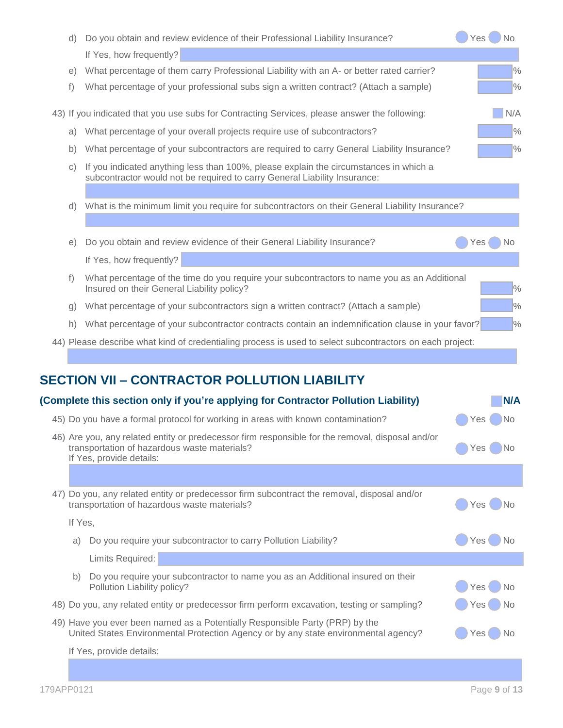d) Do you obtain and review evidence of their Professional Liability Insurance? ◯ Yes ◯ No

If Yes, how frequently? ______

e) What percentage of them carry Professional Liability with an A- or better rated carrier? ______%

f) What percentage of your professional subs sign a written contract? (Attach a sample) ______%

43) If you indicated that you use subs for Contracting Services, please answer the following: ☐ N/A

a) What percentage of your overall projects require use of subcontractors? ______%

b) What percentage of your subcontractors are required to carry General Liability Insurance? ______%

c) If you indicated anything less than 100%, please explain the circumstances in which a subcontractor would not be required to carry General Liability Insurance:

______

d) What is the minimum limit you require for subcontractors on their General Liability Insurance?

______

e) Do you obtain and review evidence of their General Liability Insurance? ◯ Yes ◯ No

If Yes, how frequently? ______

f) What percentage of the time do you require your subcontractors to name you as an Additional Insured on their General Liability policy? ______%

g) What percentage of your subcontractors sign a written contract? (Attach a sample) ______%

h) What percentage of your subcontractor contracts contain an indemnification clause in your favor? ______%

44) Please describe what kind of credentialing process is used to select subcontractors on each project:

______

## SECTION VII – CONTRACTOR POLLUTION LIABILITY

**(Complete this section only if you're applying for Contractor Pollution Liability)** ☐ **N/A**

45) Do you have a formal protocol for working in areas with known contamination? ◯ Yes ◯ No

46) Are you, any related entity or predecessor firm responsible for the removal, disposal and/or transportation of hazardous waste materials? ◯ Yes ◯ No
If Yes, provide details:

______

47) Do you, any related entity or predecessor firm subcontract the removal, disposal and/or transportation of hazardous waste materials? ◯ Yes ◯ No

If Yes,

a) Do you require your subcontractor to carry Pollution Liability? ◯ Yes ◯ No

Limits Required: ______

b) Do you require your subcontractor to name you as an Additional insured on their Pollution Liability policy? ◯ Yes ◯ No

48) Do you, any related entity or predecessor firm perform excavation, testing or sampling? ◯ Yes ◯ No

49) Have you ever been named as a Potentially Responsible Party (PRP) by the United States Environmental Protection Agency or by any state environmental agency? ◯ Yes ◯ No

If Yes, provide details:

______

179APP0121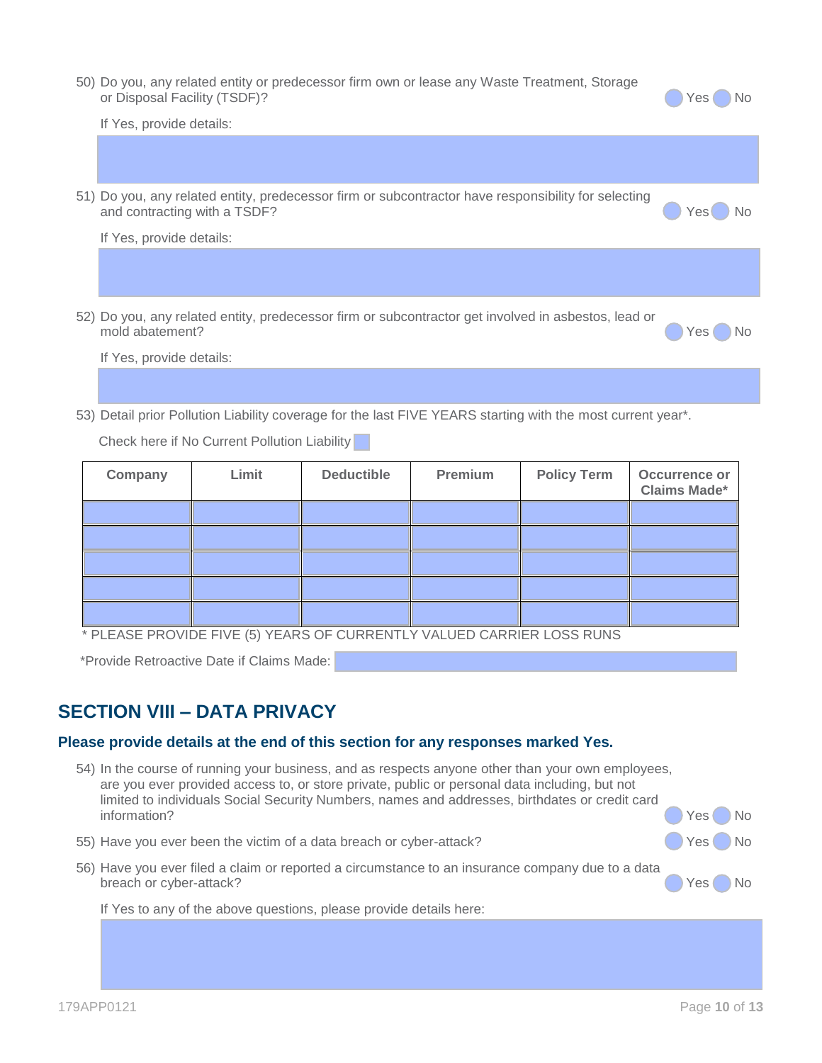50) Do you, any related entity or predecessor firm own or lease any Waste Treatment, Storage or Disposal Facility (TSDF)? Yes No

If Yes, provide details:

51) Do you, any related entity, predecessor firm or subcontractor have responsibility for selecting and contracting with a TSDF? Yes No

If Yes, provide details:

52) Do you, any related entity, predecessor firm or subcontractor get involved in asbestos, lead or mold abatement? Yes No

If Yes, provide details:

53) Detail prior Pollution Liability coverage for the last FIVE YEARS starting with the most current year*.

Check here if No Current Pollution Liability

| Company | Limit | Deductible | Premium | Policy Term | Occurrence or Claims Made* |
|---|---|---|---|---|---|
| | | | | | |
| | | | | | |
| | | | | | |
| | | | | | |
| | | | | | |

* PLEASE PROVIDE FIVE (5) YEARS OF CURRENTLY VALUED CARRIER LOSS RUNS

*Provide Retroactive Date if Claims Made:

## SECTION VIII – DATA PRIVACY

**Please provide details at the end of this section for any responses marked Yes.**

54) In the course of running your business, and as respects anyone other than your own employees, are you ever provided access to, or store private, public or personal data including, but not limited to individuals Social Security Numbers, names and addresses, birthdates or credit card information? Yes No

55) Have you ever been the victim of a data breach or cyber-attack? Yes No

56) Have you ever filed a claim or reported a circumstance to an insurance company due to a data breach or cyber-attack? Yes No

If Yes to any of the above questions, please provide details here:

179APP0121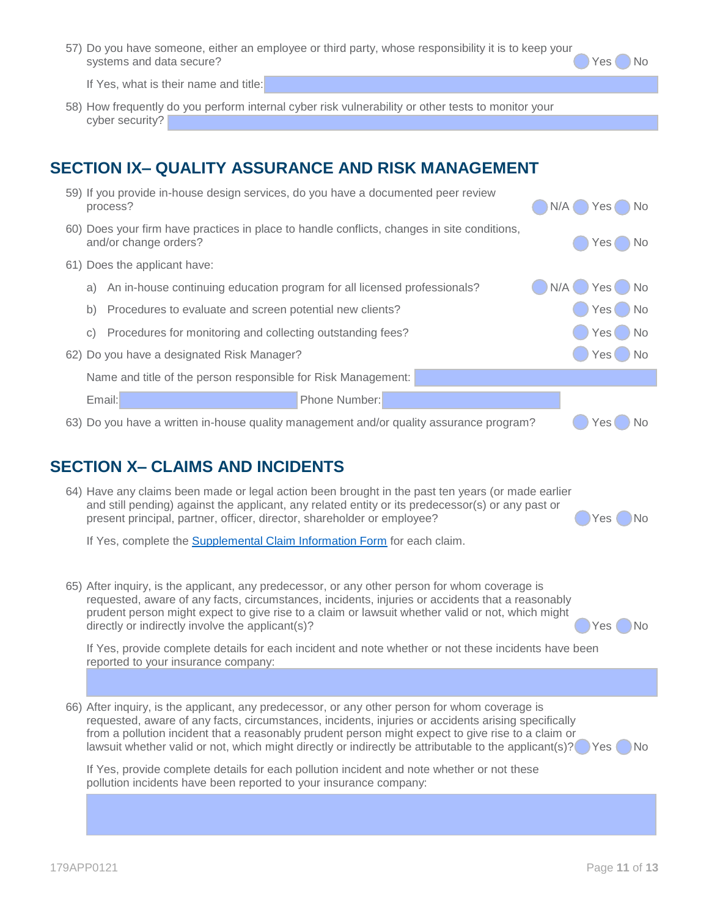57) Do you have someone, either an employee or third party, whose responsibility it is to keep your systems and data secure? ◯ Yes ◯ No

    If Yes, what is their name and title: \_\_\_\_\_\_\_\_\_\_

58) How frequently do you perform internal cyber risk vulnerability or other tests to monitor your cyber security? \_\_\_\_\_\_\_\_\_\_

## SECTION IX– QUALITY ASSURANCE AND RISK MANAGEMENT

59) If you provide in-house design services, do you have a documented peer review process? ◯ N/A ◯ Yes ◯ No

60) Does your firm have practices in place to handle conflicts, changes in site conditions, and/or change orders? ◯ Yes ◯ No

61) Does the applicant have:

    a) An in-house continuing education program for all licensed professionals? ◯ N/A ◯ Yes ◯ No

    b) Procedures to evaluate and screen potential new clients? ◯ Yes ◯ No

    c) Procedures for monitoring and collecting outstanding fees? ◯ Yes ◯ No

62) Do you have a designated Risk Manager? ◯ Yes ◯ No

    Name and title of the person responsible for Risk Management: \_\_\_\_\_\_\_\_\_\_

    Email: \_\_\_\_\_\_\_\_\_\_ Phone Number: \_\_\_\_\_\_\_\_\_\_

63) Do you have a written in-house quality management and/or quality assurance program? ◯ Yes ◯ No

## SECTION X– CLAIMS AND INCIDENTS

64) Have any claims been made or legal action been brought in the past ten years (or made earlier and still pending) against the applicant, any related entity or its predecessor(s) or any past or present principal, partner, officer, director, shareholder or employee? ◯ Yes ◯ No

    If Yes, complete the Supplemental Claim Information Form for each claim.

65) After inquiry, is the applicant, any predecessor, or any other person for whom coverage is requested, aware of any facts, circumstances, incidents, injuries or accidents that a reasonably prudent person might expect to give rise to a claim or lawsuit whether valid or not, which might directly or indirectly involve the applicant(s)? ◯ Yes ◯ No

    If Yes, provide complete details for each incident and note whether or not these incidents have been reported to your insurance company:

    \_\_\_\_\_\_\_\_\_\_

66) After inquiry, is the applicant, any predecessor, or any other person for whom coverage is requested, aware of any facts, circumstances, incidents, injuries or accidents arising specifically from a pollution incident that a reasonably prudent person might expect to give rise to a claim or lawsuit whether valid or not, which might directly or indirectly be attributable to the applicant(s)? ◯ Yes ◯ No

    If Yes, provide complete details for each pollution incident and note whether or not these pollution incidents have been reported to your insurance company:

    \_\_\_\_\_\_\_\_\_\_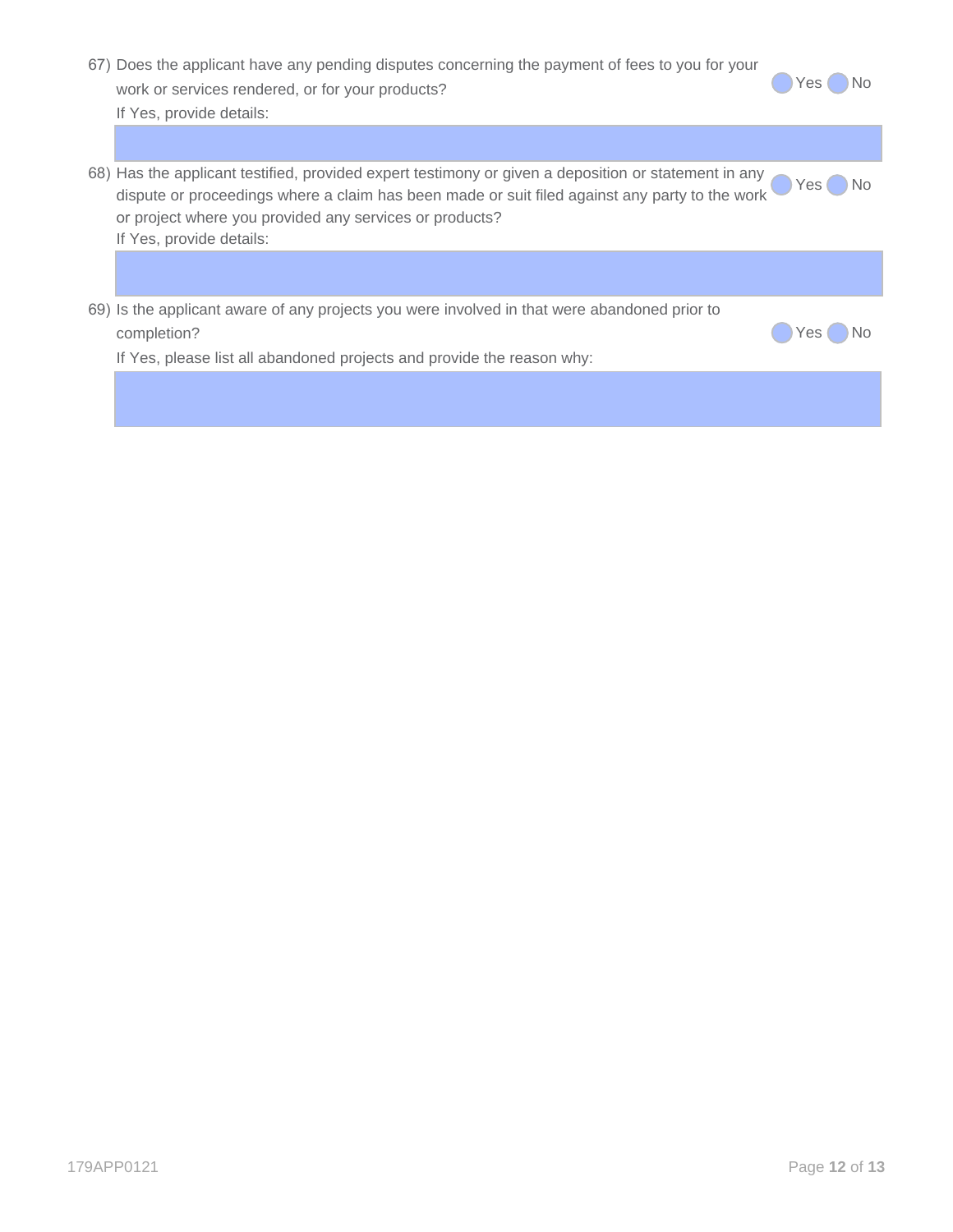67) Does the applicant have any pending disputes concerning the payment of fees to you for your work or services rendered, or for your products? ◯ Yes ◯ No

If Yes, provide details:

68) Has the applicant testified, provided expert testimony or given a deposition or statement in any dispute or proceedings where a claim has been made or suit filed against any party to the work or project where you provided any services or products? ◯ Yes ◯ No

If Yes, provide details:

69) Is the applicant aware of any projects you were involved in that were abandoned prior to completion? ◯ Yes ◯ No

If Yes, please list all abandoned projects and provide the reason why:

179APP0121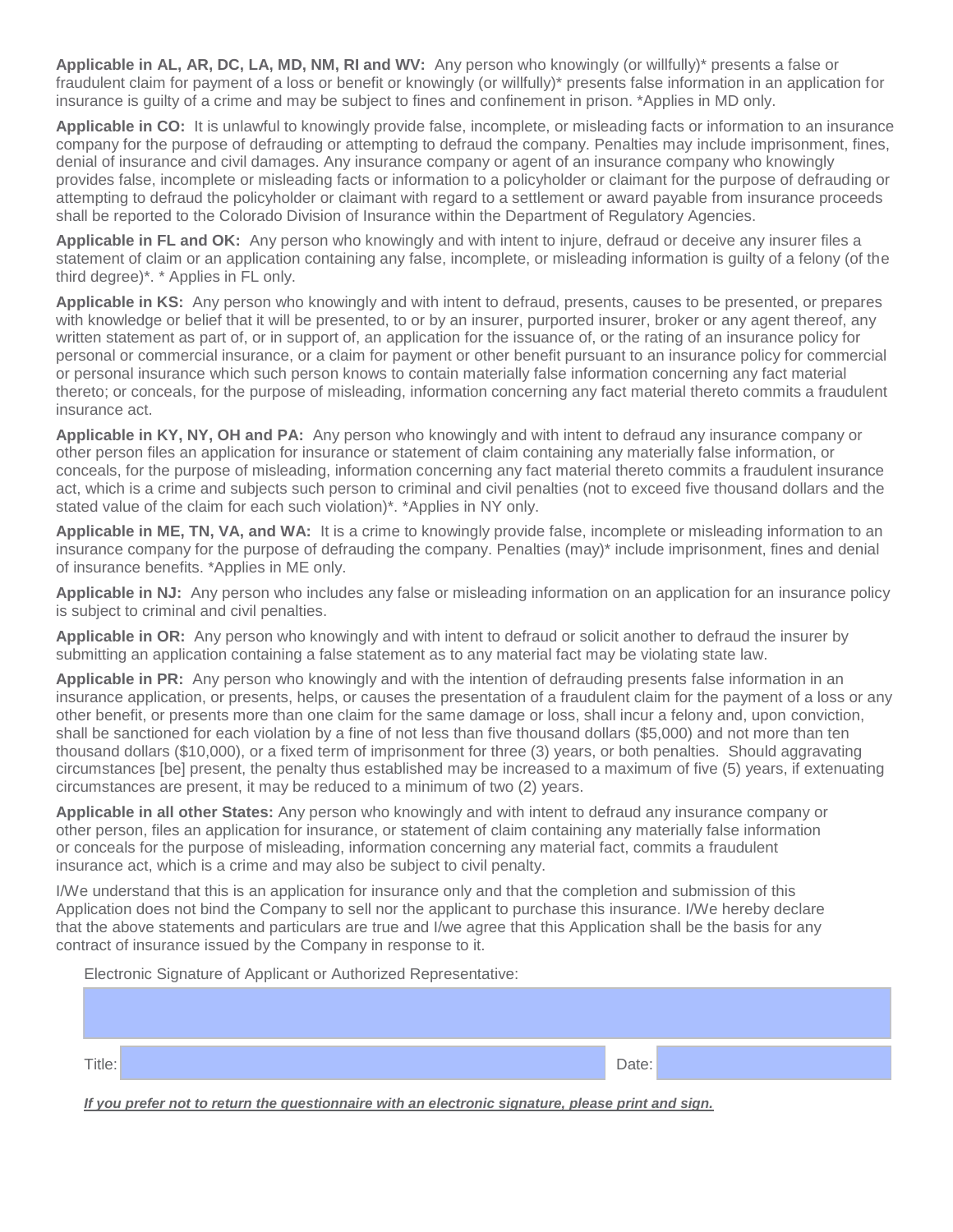**Applicable in AL, AR, DC, LA, MD, NM, RI and WV:** Any person who knowingly (or willfully)* presents a false or fraudulent claim for payment of a loss or benefit or knowingly (or willfully)* presents false information in an application for insurance is guilty of a crime and may be subject to fines and confinement in prison. *Applies in MD only.

**Applicable in CO:** It is unlawful to knowingly provide false, incomplete, or misleading facts or information to an insurance company for the purpose of defrauding or attempting to defraud the company. Penalties may include imprisonment, fines, denial of insurance and civil damages. Any insurance company or agent of an insurance company who knowingly provides false, incomplete or misleading facts or information to a policyholder or claimant for the purpose of defrauding or attempting to defraud the policyholder or claimant with regard to a settlement or award payable from insurance proceeds shall be reported to the Colorado Division of Insurance within the Department of Regulatory Agencies.

**Applicable in FL and OK:** Any person who knowingly and with intent to injure, defraud or deceive any insurer files a statement of claim or an application containing any false, incomplete, or misleading information is guilty of a felony (of the third degree)*. * Applies in FL only.

**Applicable in KS:** Any person who knowingly and with intent to defraud, presents, causes to be presented, or prepares with knowledge or belief that it will be presented, to or by an insurer, purported insurer, broker or any agent thereof, any written statement as part of, or in support of, an application for the issuance of, or the rating of an insurance policy for personal or commercial insurance, or a claim for payment or other benefit pursuant to an insurance policy for commercial or personal insurance which such person knows to contain materially false information concerning any fact material thereto; or conceals, for the purpose of misleading, information concerning any fact material thereto commits a fraudulent insurance act.

**Applicable in KY, NY, OH and PA:** Any person who knowingly and with intent to defraud any insurance company or other person files an application for insurance or statement of claim containing any materially false information, or conceals, for the purpose of misleading, information concerning any fact material thereto commits a fraudulent insurance act, which is a crime and subjects such person to criminal and civil penalties (not to exceed five thousand dollars and the stated value of the claim for each such violation)*. *Applies in NY only.

**Applicable in ME, TN, VA, and WA:** It is a crime to knowingly provide false, incomplete or misleading information to an insurance company for the purpose of defrauding the company. Penalties (may)* include imprisonment, fines and denial of insurance benefits. *Applies in ME only.

**Applicable in NJ:** Any person who includes any false or misleading information on an application for an insurance policy is subject to criminal and civil penalties.

**Applicable in OR:** Any person who knowingly and with intent to defraud or solicit another to defraud the insurer by submitting an application containing a false statement as to any material fact may be violating state law.

**Applicable in PR:** Any person who knowingly and with the intention of defrauding presents false information in an insurance application, or presents, helps, or causes the presentation of a fraudulent claim for the payment of a loss or any other benefit, or presents more than one claim for the same damage or loss, shall incur a felony and, upon conviction, shall be sanctioned for each violation by a fine of not less than five thousand dollars ($5,000) and not more than ten thousand dollars ($10,000), or a fixed term of imprisonment for three (3) years, or both penalties. Should aggravating circumstances [be] present, the penalty thus established may be increased to a maximum of five (5) years, if extenuating circumstances are present, it may be reduced to a minimum of two (2) years.

**Applicable in all other States:** Any person who knowingly and with intent to defraud any insurance company or other person, files an application for insurance, or statement of claim containing any materially false information or conceals for the purpose of misleading, information concerning any material fact, commits a fraudulent insurance act, which is a crime and may also be subject to civil penalty.

I/We understand that this is an application for insurance only and that the completion and submission of this Application does not bind the Company to sell nor the applicant to purchase this insurance. I/We hereby declare that the above statements and particulars are true and I/we agree that this Application shall be the basis for any contract of insurance issued by the Company in response to it.

Electronic Signature of Applicant or Authorized Representative:

Title: Date:

***If you prefer not to return the questionnaire with an electronic signature, please print and sign.***